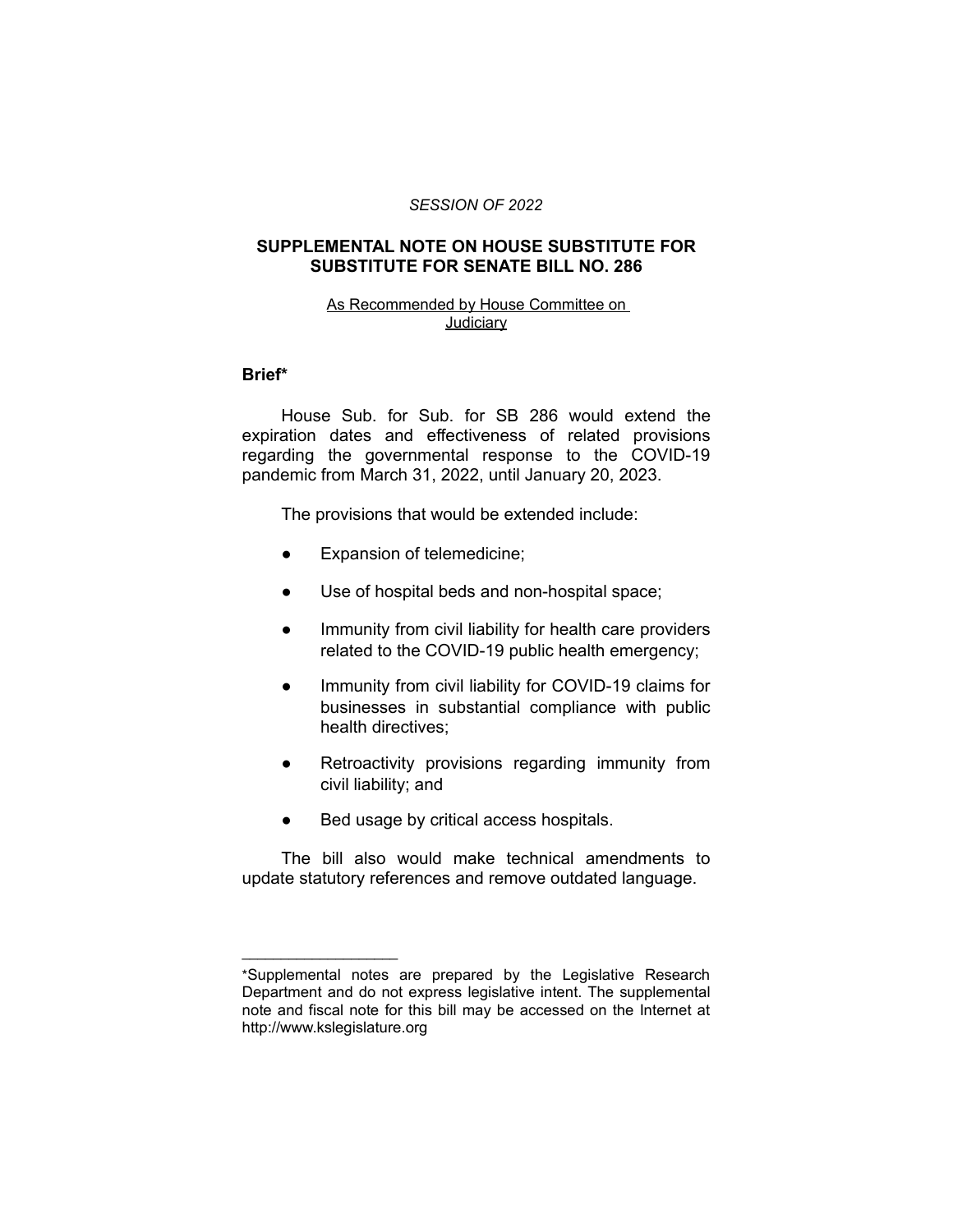*SESSION OF 2022*

# SUPPLEMENTAL NOTE ON HOUSE SUBSTITUTE FOR SUBSTITUTE FOR SENATE BILL NO. 286

As Recommended by House Committee on Judiciary

## Brief*

House Sub. for Sub. for SB 286 would extend the expiration dates and effectiveness of related provisions regarding the governmental response to the COVID-19 pandemic from March 31, 2022, until January 20, 2023.

The provisions that would be extended include:

- Expansion of telemedicine;
- Use of hospital beds and non-hospital space;
- Immunity from civil liability for health care providers related to the COVID-19 public health emergency;
- Immunity from civil liability for COVID-19 claims for businesses in substantial compliance with public health directives;
- Retroactivity provisions regarding immunity from civil liability; and
- Bed usage by critical access hospitals.

The bill also would make technical amendments to update statutory references and remove outdated language.

---

*Supplemental notes are prepared by the Legislative Research Department and do not express legislative intent. The supplemental note and fiscal note for this bill may be accessed on the Internet at http://www.kslegislature.org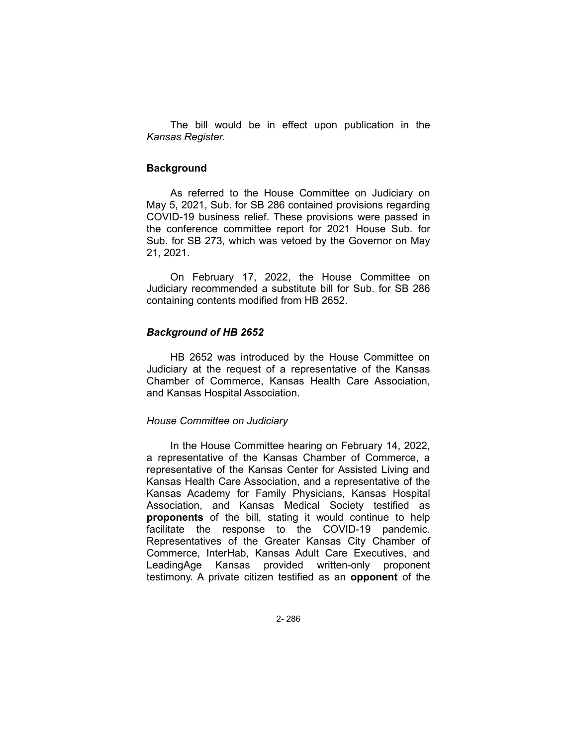The bill would be in effect upon publication in the *Kansas Register*.

## Background

As referred to the House Committee on Judiciary on May 5, 2021, Sub. for SB 286 contained provisions regarding COVID-19 business relief. These provisions were passed in the conference committee report for 2021 House Sub. for Sub. for SB 273, which was vetoed by the Governor on May 21, 2021.

On February 17, 2022, the House Committee on Judiciary recommended a substitute bill for Sub. for SB 286 containing contents modified from HB 2652.

### *Background of HB 2652*

HB 2652 was introduced by the House Committee on Judiciary at the request of a representative of the Kansas Chamber of Commerce, Kansas Health Care Association, and Kansas Hospital Association.

*House Committee on Judiciary*

In the House Committee hearing on February 14, 2022, a representative of the Kansas Chamber of Commerce, a representative of the Kansas Center for Assisted Living and Kansas Health Care Association, and a representative of the Kansas Academy for Family Physicians, Kansas Hospital Association, and Kansas Medical Society testified as **proponents** of the bill, stating it would continue to help facilitate the response to the COVID-19 pandemic. Representatives of the Greater Kansas City Chamber of Commerce, InterHab, Kansas Adult Care Executives, and LeadingAge Kansas provided written-only proponent testimony. A private citizen testified as an **opponent** of the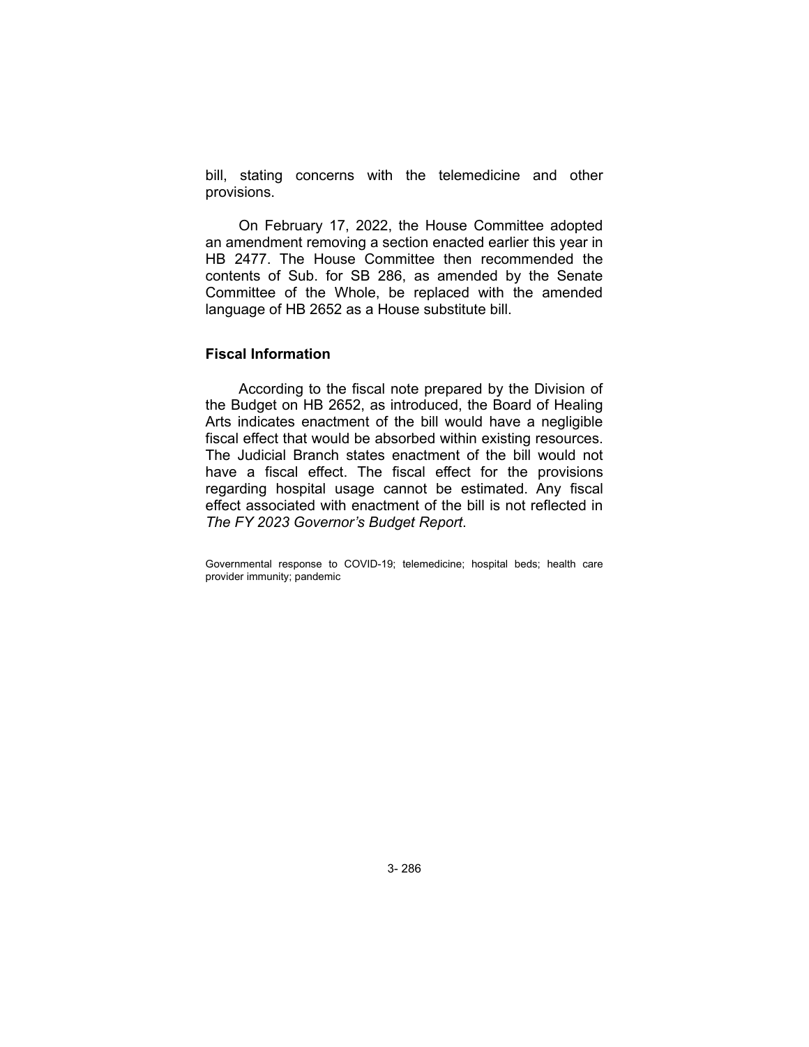bill, stating concerns with the telemedicine and other provisions.

On February 17, 2022, the House Committee adopted an amendment removing a section enacted earlier this year in HB 2477. The House Committee then recommended the contents of Sub. for SB 286, as amended by the Senate Committee of the Whole, be replaced with the amended language of HB 2652 as a House substitute bill.

### Fiscal Information

According to the fiscal note prepared by the Division of the Budget on HB 2652, as introduced, the Board of Healing Arts indicates enactment of the bill would have a negligible fiscal effect that would be absorbed within existing resources. The Judicial Branch states enactment of the bill would not have a fiscal effect. The fiscal effect for the provisions regarding hospital usage cannot be estimated. Any fiscal effect associated with enactment of the bill is not reflected in *The FY 2023 Governor's Budget Report*.

Governmental response to COVID-19; telemedicine; hospital beds; health care provider immunity; pandemic